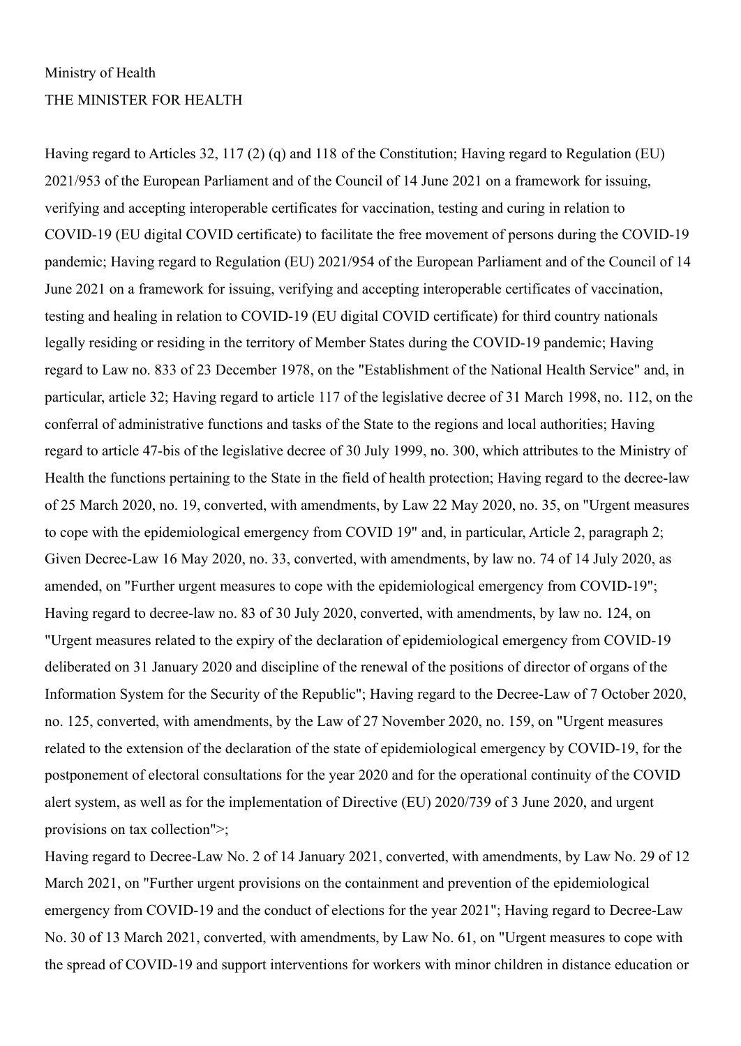Ministry of Health

THE MINISTER FOR HEALTH

Having regard to Articles 32, 117 (2) (q) and 118 of the Constitution; Having regard to Regulation (EU) 2021/953 of the European Parliament and of the Council of 14 June 2021 on a framework for issuing, verifying and accepting interoperable certificates for vaccination, testing and curing in relation to COVID-19 (EU digital COVID certificate) to facilitate the free movement of persons during the COVID-19 pandemic; Having regard to Regulation (EU) 2021/954 of the European Parliament and of the Council of 14 June 2021 on a framework for issuing, verifying and accepting interoperable certificates of vaccination, testing and healing in relation to COVID-19 (EU digital COVID certificate) for third country nationals legally residing or residing in the territory of Member States during the COVID-19 pandemic; Having regard to Law no. 833 of 23 December 1978, on the "Establishment of the National Health Service" and, in particular, article 32; Having regard to article 117 of the legislative decree of 31 March 1998, no. 112, on the conferral of administrative functions and tasks of the State to the regions and local authorities; Having regard to article 47-bis of the legislative decree of 30 July 1999, no. 300, which attributes to the Ministry of Health the functions pertaining to the State in the field of health protection; Having regard to the decree-law of 25 March 2020, no. 19, converted, with amendments, by Law 22 May 2020, no. 35, on "Urgent measures to cope with the epidemiological emergency from COVID 19" and, in particular, Article 2, paragraph 2; Given Decree-Law 16 May 2020, no. 33, converted, with amendments, by law no. 74 of 14 July 2020, as amended, on "Further urgent measures to cope with the epidemiological emergency from COVID-19"; Having regard to decree-law no. 83 of 30 July 2020, converted, with amendments, by law no. 124, on "Urgent measures related to the expiry of the declaration of epidemiological emergency from COVID-19 deliberated on 31 January 2020 and discipline of the renewal of the positions of director of organs of the Information System for the Security of the Republic"; Having regard to the Decree-Law of 7 October 2020, no. 125, converted, with amendments, by the Law of 27 November 2020, no. 159, on "Urgent measures related to the extension of the declaration of the state of epidemiological emergency by COVID-19, for the postponement of electoral consultations for the year 2020 and for the operational continuity of the COVID alert system, as well as for the implementation of Directive (EU) 2020/739 of 3 June 2020, and urgent provisions on tax collection">;

Having regard to Decree-Law No. 2 of 14 January 2021, converted, with amendments, by Law No. 29 of 12 March 2021, on "Further urgent provisions on the containment and prevention of the epidemiological emergency from COVID-19 and the conduct of elections for the year 2021"; Having regard to Decree-Law No. 30 of 13 March 2021, converted, with amendments, by Law No. 61, on "Urgent measures to cope with the spread of COVID-19 and support interventions for workers with minor children in distance education or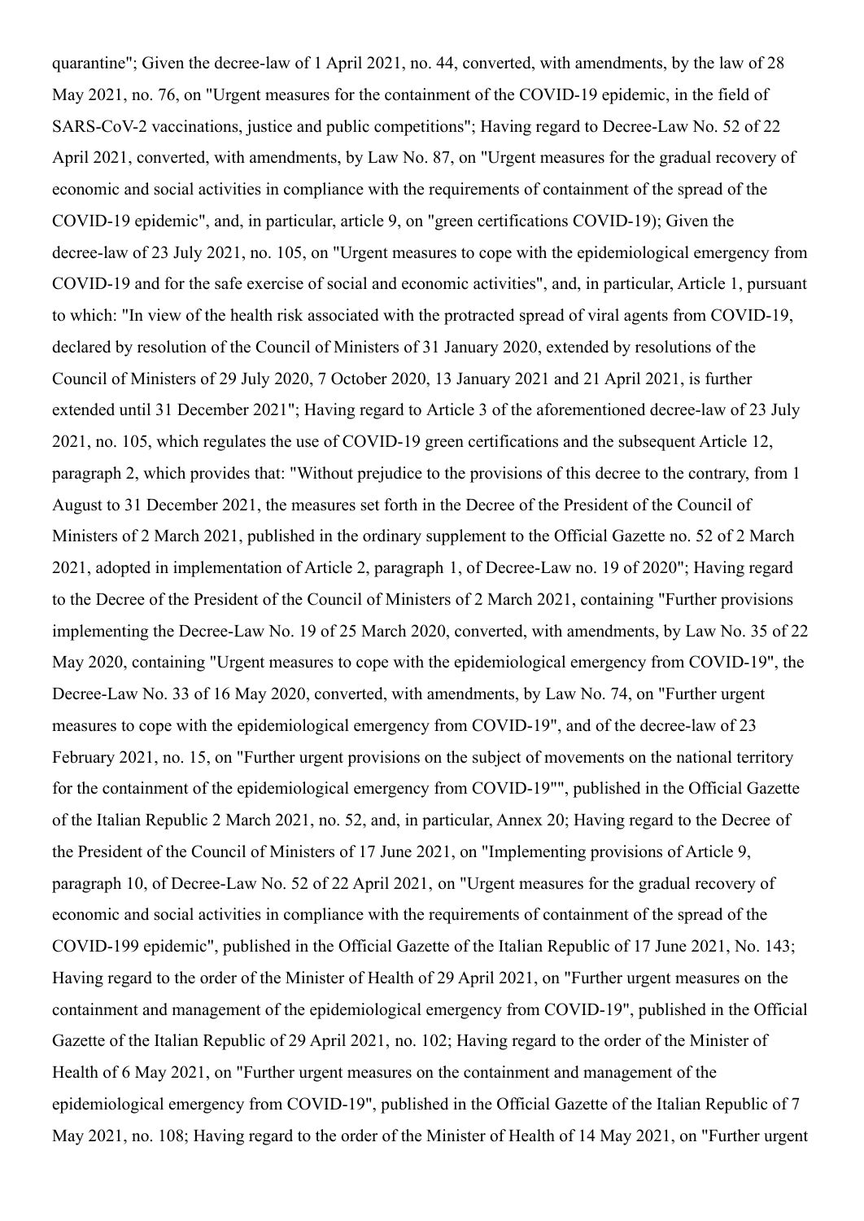quarantine"; Given the decree-law of 1 April 2021, no. 44, converted, with amendments, by the law of 28 May 2021, no. 76, on "Urgent measures for the containment of the COVID-19 epidemic, in the field of SARS-CoV-2 vaccinations, justice and public competitions"; Having regard to Decree-Law No. 52 of 22 April 2021, converted, with amendments, by Law No. 87, on "Urgent measures for the gradual recovery of economic and social activities in compliance with the requirements of containment of the spread of the COVID-19 epidemic", and, in particular, article 9, on "green certifications COVID-19); Given the decree-law of 23 July 2021, no. 105, on "Urgent measures to cope with the epidemiological emergency from COVID-19 and for the safe exercise of social and economic activities", and, in particular, Article 1, pursuant to which: "In view of the health risk associated with the protracted spread of viral agents from COVID-19, declared by resolution of the Council of Ministers of 31 January 2020, extended by resolutions of the Council of Ministers of 29 July 2020, 7 October 2020, 13 January 2021 and 21 April 2021, is further extended until 31 December 2021"; Having regard to Article 3 of the aforementioned decree-law of 23 July 2021, no. 105, which regulates the use of COVID-19 green certifications and the subsequent Article 12, paragraph 2, which provides that: "Without prejudice to the provisions of this decree to the contrary, from 1 August to 31 December 2021, the measures set forth in the Decree of the President of the Council of Ministers of 2 March 2021, published in the ordinary supplement to the Official Gazette no. 52 of 2 March 2021, adopted in implementation of Article 2, paragraph 1, of Decree-Law no. 19 of 2020"; Having regard to the Decree of the President of the Council of Ministers of 2 March 2021, containing "Further provisions implementing the Decree-Law No. 19 of 25 March 2020, converted, with amendments, by Law No. 35 of 22 May 2020, containing "Urgent measures to cope with the epidemiological emergency from COVID-19", the Decree-Law No. 33 of 16 May 2020, converted, with amendments, by Law No. 74, on "Further urgent measures to cope with the epidemiological emergency from COVID-19", and of the decree-law of 23 February 2021, no. 15, on "Further urgent provisions on the subject of movements on the national territory for the containment of the epidemiological emergency from COVID-19"", published in the Official Gazette of the Italian Republic 2 March 2021, no. 52, and, in particular, Annex 20; Having regard to the Decree of the President of the Council of Ministers of 17 June 2021, on "Implementing provisions of Article 9, paragraph 10, of Decree-Law No. 52 of 22 April 2021, on "Urgent measures for the gradual recovery of economic and social activities in compliance with the requirements of containment of the spread of the COVID-199 epidemic", published in the Official Gazette of the Italian Republic of 17 June 2021, No. 143; Having regard to the order of the Minister of Health of 29 April 2021, on "Further urgent measures on the containment and management of the epidemiological emergency from COVID-19", published in the Official Gazette of the Italian Republic of 29 April 2021, no. 102; Having regard to the order of the Minister of Health of 6 May 2021, on "Further urgent measures on the containment and management of the epidemiological emergency from COVID-19", published in the Official Gazette of the Italian Republic of 7 May 2021, no. 108; Having regard to the order of the Minister of Health of 14 May 2021, on "Further urgent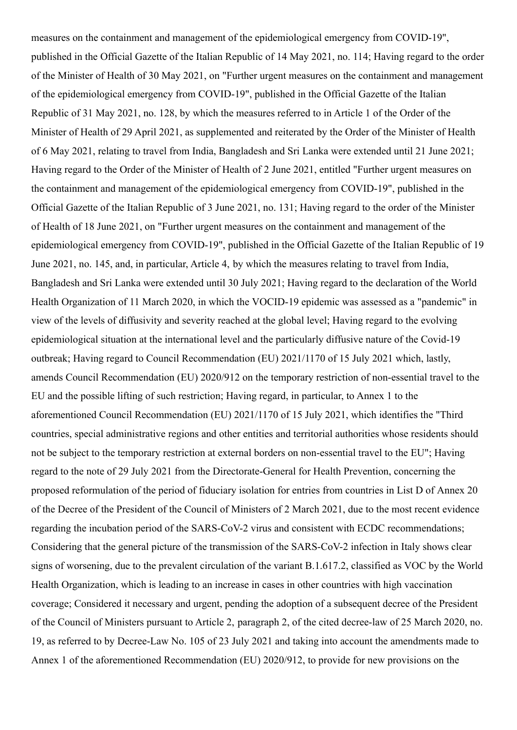measures on the containment and management of the epidemiological emergency from COVID-19", published in the Official Gazette of the Italian Republic of 14 May 2021, no. 114; Having regard to the order of the Minister of Health of 30 May 2021, on "Further urgent measures on the containment and management of the epidemiological emergency from COVID-19", published in the Official Gazette of the Italian Republic of 31 May 2021, no. 128, by which the measures referred to in Article 1 of the Order of the Minister of Health of 29 April 2021, as supplemented and reiterated by the Order of the Minister of Health of 6 May 2021, relating to travel from India, Bangladesh and Sri Lanka were extended until 21 June 2021; Having regard to the Order of the Minister of Health of 2 June 2021, entitled "Further urgent measures on the containment and management of the epidemiological emergency from COVID-19", published in the Official Gazette of the Italian Republic of 3 June 2021, no. 131; Having regard to the order of the Minister of Health of 18 June 2021, on "Further urgent measures on the containment and management of the epidemiological emergency from COVID-19", published in the Official Gazette of the Italian Republic of 19 June 2021, no. 145, and, in particular, Article 4, by which the measures relating to travel from India, Bangladesh and Sri Lanka were extended until 30 July 2021; Having regard to the declaration of the World Health Organization of 11 March 2020, in which the VOCID-19 epidemic was assessed as a "pandemic" in view of the levels of diffusivity and severity reached at the global level; Having regard to the evolving epidemiological situation at the international level and the particularly diffusive nature of the Covid-19 outbreak; Having regard to Council Recommendation (EU) 2021/1170 of 15 July 2021 which, lastly, amends Council Recommendation (EU) 2020/912 on the temporary restriction of non-essential travel to the EU and the possible lifting of such restriction; Having regard, in particular, to Annex 1 to the aforementioned Council Recommendation (EU) 2021/1170 of 15 July 2021, which identifies the "Third countries, special administrative regions and other entities and territorial authorities whose residents should not be subject to the temporary restriction at external borders on non-essential travel to the EU"; Having regard to the note of 29 July 2021 from the Directorate-General for Health Prevention, concerning the proposed reformulation of the period of fiduciary isolation for entries from countries in List D of Annex 20 of the Decree of the President of the Council of Ministers of 2 March 2021, due to the most recent evidence regarding the incubation period of the SARS-CoV-2 virus and consistent with ECDC recommendations; Considering that the general picture of the transmission of the SARS-CoV-2 infection in Italy shows clear signs of worsening, due to the prevalent circulation of the variant B.1.617.2, classified as VOC by the World Health Organization, which is leading to an increase in cases in other countries with high vaccination coverage; Considered it necessary and urgent, pending the adoption of a subsequent decree of the President of the Council of Ministers pursuant to Article 2, paragraph 2, of the cited decree-law of 25 March 2020, no. 19, as referred to by Decree-Law No. 105 of 23 July 2021 and taking into account the amendments made to Annex 1 of the aforementioned Recommendation (EU) 2020/912, to provide for new provisions on the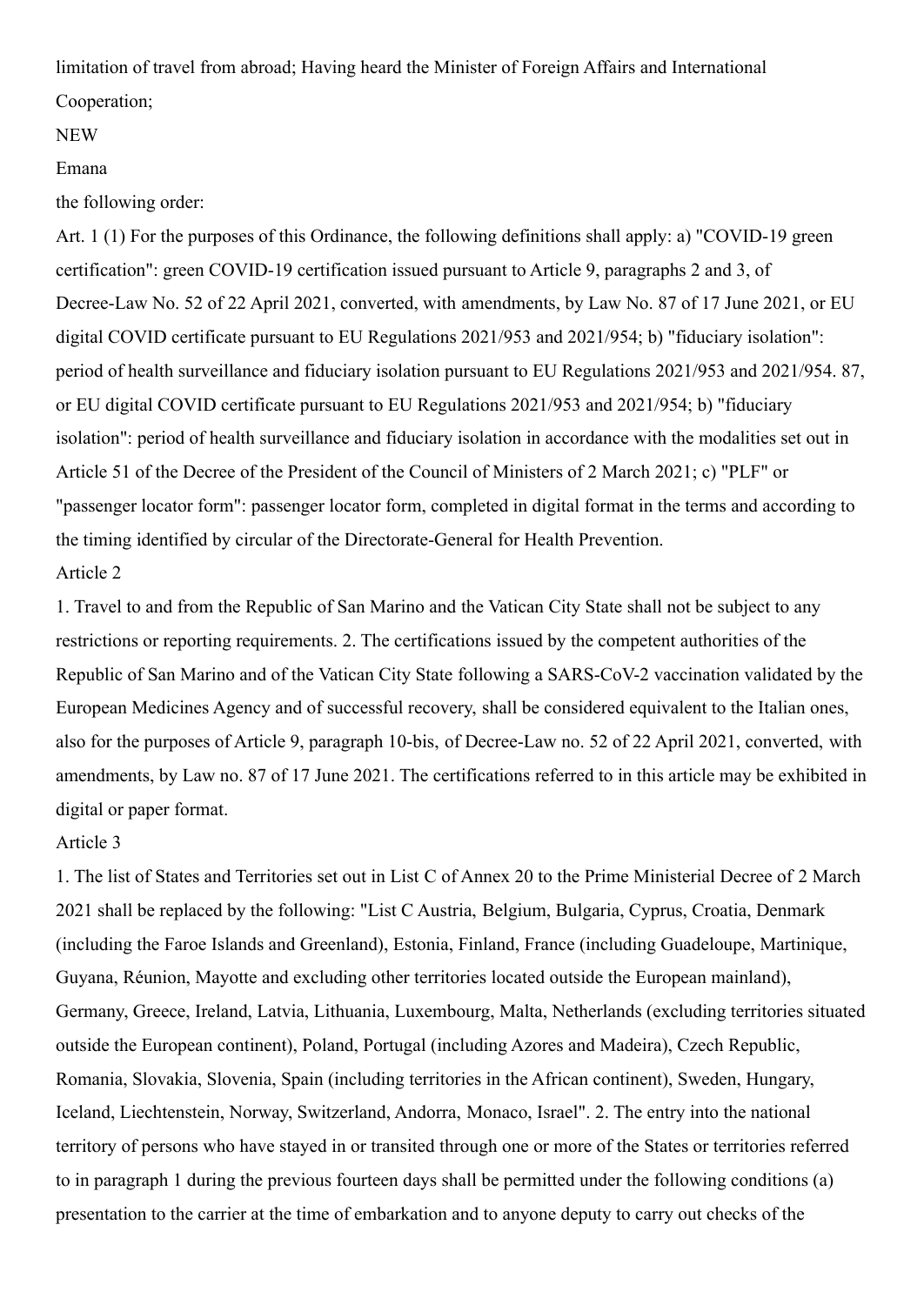limitation of travel from abroad; Having heard the Minister of Foreign Affairs and International Cooperation;

NEW

Emana

the following order:

Art. 1 (1) For the purposes of this Ordinance, the following definitions shall apply: a) "COVID-19 green certification": green COVID-19 certification issued pursuant to Article 9, paragraphs 2 and 3, of Decree-Law No. 52 of 22 April 2021, converted, with amendments, by Law No. 87 of 17 June 2021, or EU digital COVID certificate pursuant to EU Regulations 2021/953 and 2021/954; b) "fiduciary isolation": period of health surveillance and fiduciary isolation pursuant to EU Regulations 2021/953 and 2021/954. 87, or EU digital COVID certificate pursuant to EU Regulations 2021/953 and 2021/954; b) "fiduciary isolation": period of health surveillance and fiduciary isolation in accordance with the modalities set out in Article 51 of the Decree of the President of the Council of Ministers of 2 March 2021; c) "PLF" or "passenger locator form": passenger locator form, completed in digital format in the terms and according to the timing identified by circular of the Directorate-General for Health Prevention.

Article 2

1. Travel to and from the Republic of San Marino and the Vatican City State shall not be subject to any restrictions or reporting requirements. 2. The certifications issued by the competent authorities of the Republic of San Marino and of the Vatican City State following a SARS-CoV-2 vaccination validated by the European Medicines Agency and of successful recovery, shall be considered equivalent to the Italian ones, also for the purposes of Article 9, paragraph 10-bis, of Decree-Law no. 52 of 22 April 2021, converted, with amendments, by Law no. 87 of 17 June 2021. The certifications referred to in this article may be exhibited in digital or paper format.

Article 3

1. The list of States and Territories set out in List C of Annex 20 to the Prime Ministerial Decree of 2 March 2021 shall be replaced by the following: "List C Austria, Belgium, Bulgaria, Cyprus, Croatia, Denmark (including the Faroe Islands and Greenland), Estonia, Finland, France (including Guadeloupe, Martinique, Guyana, Réunion, Mayotte and excluding other territories located outside the European mainland), Germany, Greece, Ireland, Latvia, Lithuania, Luxembourg, Malta, Netherlands (excluding territories situated outside the European continent), Poland, Portugal (including Azores and Madeira), Czech Republic, Romania, Slovakia, Slovenia, Spain (including territories in the African continent), Sweden, Hungary, Iceland, Liechtenstein, Norway, Switzerland, Andorra, Monaco, Israel". 2. The entry into the national territory of persons who have stayed in or transited through one or more of the States or territories referred to in paragraph 1 during the previous fourteen days shall be permitted under the following conditions (a) presentation to the carrier at the time of embarkation and to anyone deputy to carry out checks of the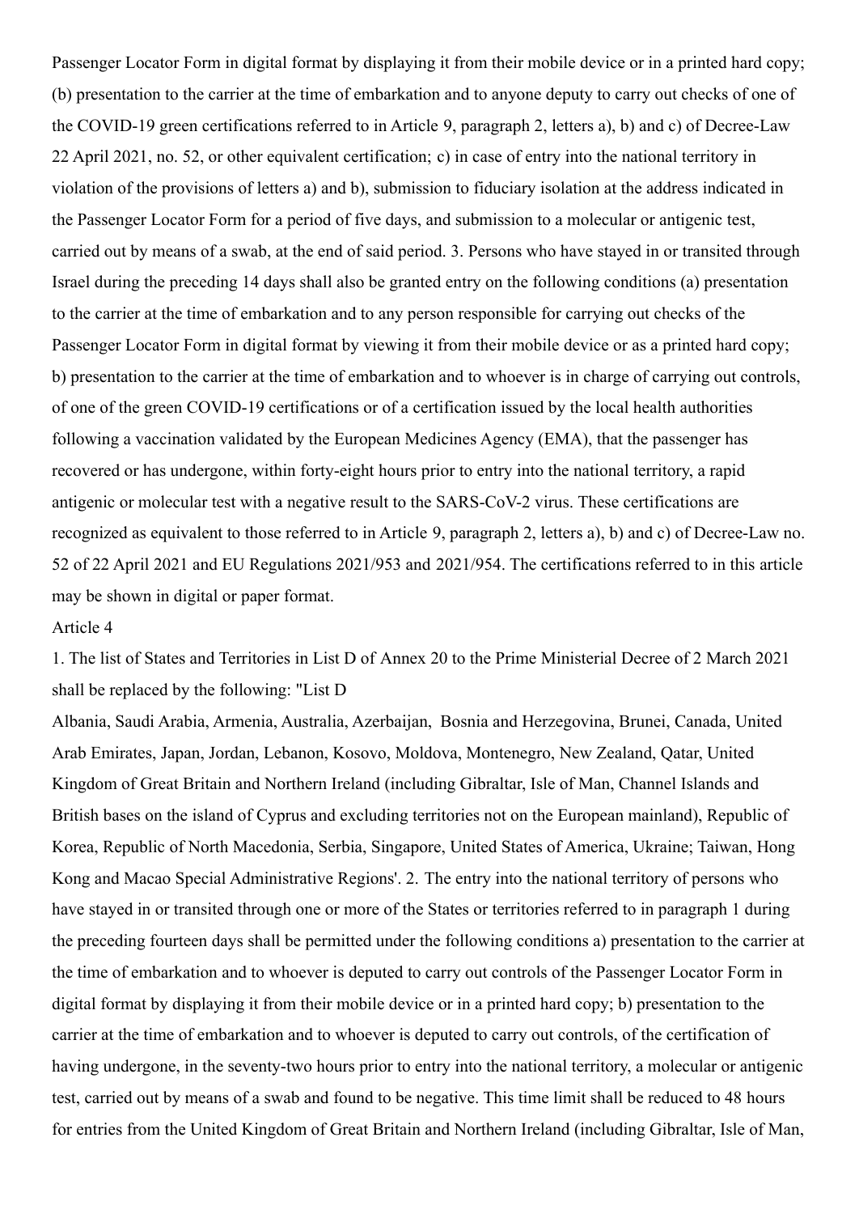Passenger Locator Form in digital format by displaying it from their mobile device or in a printed hard copy; (b) presentation to the carrier at the time of embarkation and to anyone deputy to carry out checks of one of the COVID-19 green certifications referred to in Article 9, paragraph 2, letters a), b) and c) of Decree-Law 22 April 2021, no. 52, or other equivalent certification; c) in case of entry into the national territory in violation of the provisions of letters a) and b), submission to fiduciary isolation at the address indicated in the Passenger Locator Form for a period of five days, and submission to a molecular or antigenic test, carried out by means of a swab, at the end of said period. 3. Persons who have stayed in or transited through Israel during the preceding 14 days shall also be granted entry on the following conditions (a) presentation to the carrier at the time of embarkation and to any person responsible for carrying out checks of the Passenger Locator Form in digital format by viewing it from their mobile device or as a printed hard copy; b) presentation to the carrier at the time of embarkation and to whoever is in charge of carrying out controls, of one of the green COVID-19 certifications or of a certification issued by the local health authorities following a vaccination validated by the European Medicines Agency (EMA), that the passenger has recovered or has undergone, within forty-eight hours prior to entry into the national territory, a rapid antigenic or molecular test with a negative result to the SARS-CoV-2 virus. These certifications are recognized as equivalent to those referred to in Article 9, paragraph 2, letters a), b) and c) of Decree-Law no. 52 of 22 April 2021 and EU Regulations 2021/953 and 2021/954. The certifications referred to in this article may be shown in digital or paper format.

Article 4

1. The list of States and Territories in List D of Annex 20 to the Prime Ministerial Decree of 2 March 2021 shall be replaced by the following: "List D

Albania, Saudi Arabia, Armenia, Australia, Azerbaijan, Bosnia and Herzegovina, Brunei, Canada, United Arab Emirates, Japan, Jordan, Lebanon, Kosovo, Moldova, Montenegro, New Zealand, Qatar, United Kingdom of Great Britain and Northern Ireland (including Gibraltar, Isle of Man, Channel Islands and British bases on the island of Cyprus and excluding territories not on the European mainland), Republic of Korea, Republic of North Macedonia, Serbia, Singapore, United States of America, Ukraine; Taiwan, Hong Kong and Macao Special Administrative Regions'. 2. The entry into the national territory of persons who have stayed in or transited through one or more of the States or territories referred to in paragraph 1 during the preceding fourteen days shall be permitted under the following conditions a) presentation to the carrier at the time of embarkation and to whoever is deputed to carry out controls of the Passenger Locator Form in digital format by displaying it from their mobile device or in a printed hard copy; b) presentation to the carrier at the time of embarkation and to whoever is deputed to carry out controls, of the certification of having undergone, in the seventy-two hours prior to entry into the national territory, a molecular or antigenic test, carried out by means of a swab and found to be negative. This time limit shall be reduced to 48 hours for entries from the United Kingdom of Great Britain and Northern Ireland (including Gibraltar, Isle of Man,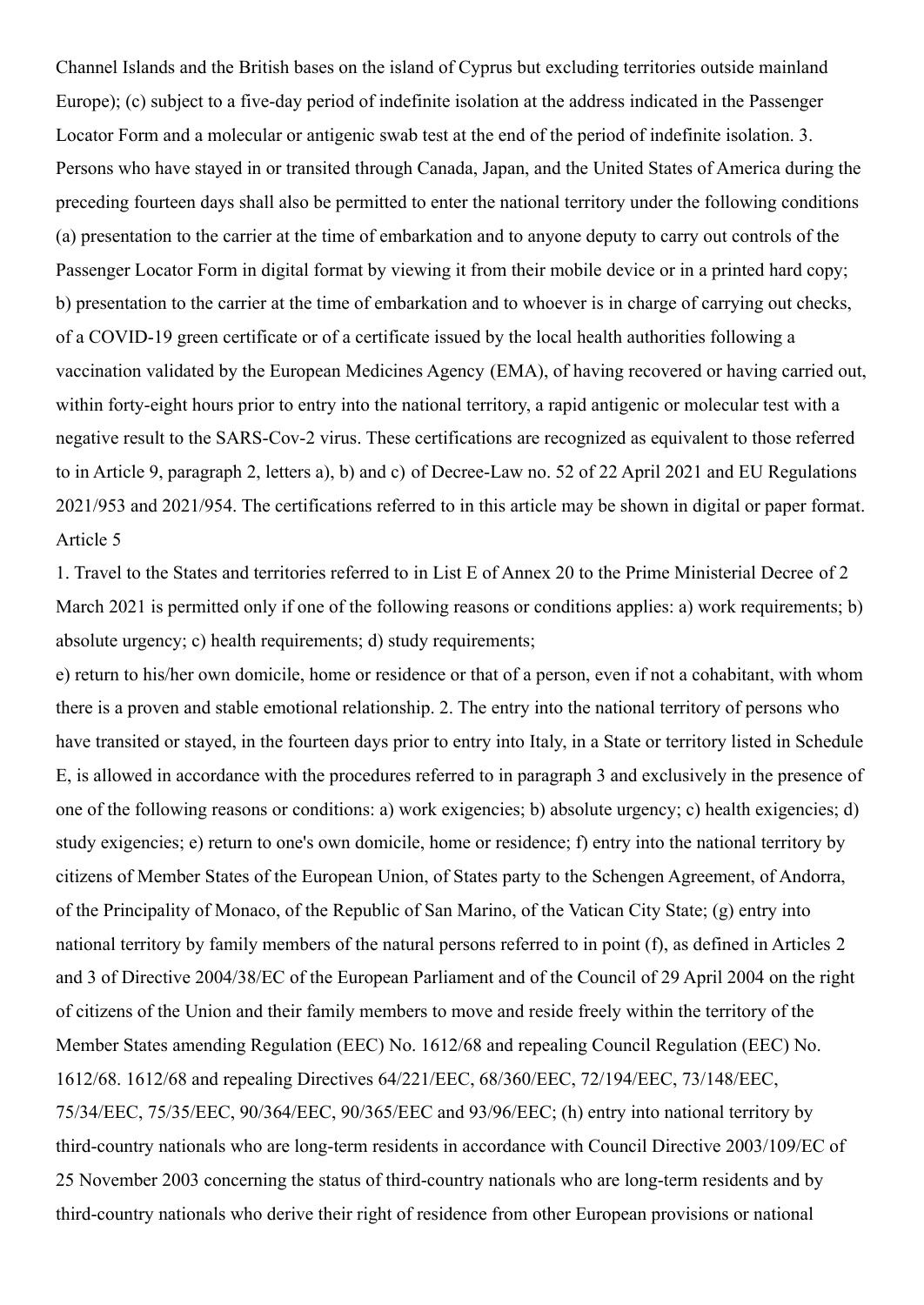Channel Islands and the British bases on the island of Cyprus but excluding territories outside mainland Europe); (c) subject to a five-day period of indefinite isolation at the address indicated in the Passenger Locator Form and a molecular or antigenic swab test at the end of the period of indefinite isolation. 3. Persons who have stayed in or transited through Canada, Japan, and the United States of America during the preceding fourteen days shall also be permitted to enter the national territory under the following conditions (a) presentation to the carrier at the time of embarkation and to anyone deputy to carry out controls of the Passenger Locator Form in digital format by viewing it from their mobile device or in a printed hard copy; b) presentation to the carrier at the time of embarkation and to whoever is in charge of carrying out checks, of a COVID-19 green certificate or of a certificate issued by the local health authorities following a vaccination validated by the European Medicines Agency (EMA), of having recovered or having carried out, within forty-eight hours prior to entry into the national territory, a rapid antigenic or molecular test with a negative result to the SARS-Cov-2 virus. These certifications are recognized as equivalent to those referred to in Article 9, paragraph 2, letters a), b) and c) of Decree-Law no. 52 of 22 April 2021 and EU Regulations 2021/953 and 2021/954. The certifications referred to in this article may be shown in digital or paper format.

Article 5

1. Travel to the States and territories referred to in List E of Annex 20 to the Prime Ministerial Decree of 2 March 2021 is permitted only if one of the following reasons or conditions applies: a) work requirements; b) absolute urgency; c) health requirements; d) study requirements;

e) return to his/her own domicile, home or residence or that of a person, even if not a cohabitant, with whom there is a proven and stable emotional relationship. 2. The entry into the national territory of persons who have transited or stayed, in the fourteen days prior to entry into Italy, in a State or territory listed in Schedule E, is allowed in accordance with the procedures referred to in paragraph 3 and exclusively in the presence of one of the following reasons or conditions: a) work exigencies; b) absolute urgency; c) health exigencies; d) study exigencies; e) return to one's own domicile, home or residence; f) entry into the national territory by citizens of Member States of the European Union, of States party to the Schengen Agreement, of Andorra, of the Principality of Monaco, of the Republic of San Marino, of the Vatican City State; (g) entry into national territory by family members of the natural persons referred to in point (f), as defined in Articles 2 and 3 of Directive 2004/38/EC of the European Parliament and of the Council of 29 April 2004 on the right of citizens of the Union and their family members to move and reside freely within the territory of the Member States amending Regulation (EEC) No. 1612/68 and repealing Council Regulation (EEC) No. 1612/68. 1612/68 and repealing Directives 64/221/EEC, 68/360/EEC, 72/194/EEC, 73/148/EEC, 75/34/EEC, 75/35/EEC, 90/364/EEC, 90/365/EEC and 93/96/EEC; (h) entry into national territory by third-country nationals who are long-term residents in accordance with Council Directive 2003/109/EC of 25 November 2003 concerning the status of third-country nationals who are long-term residents and by third-country nationals who derive their right of residence from other European provisions or national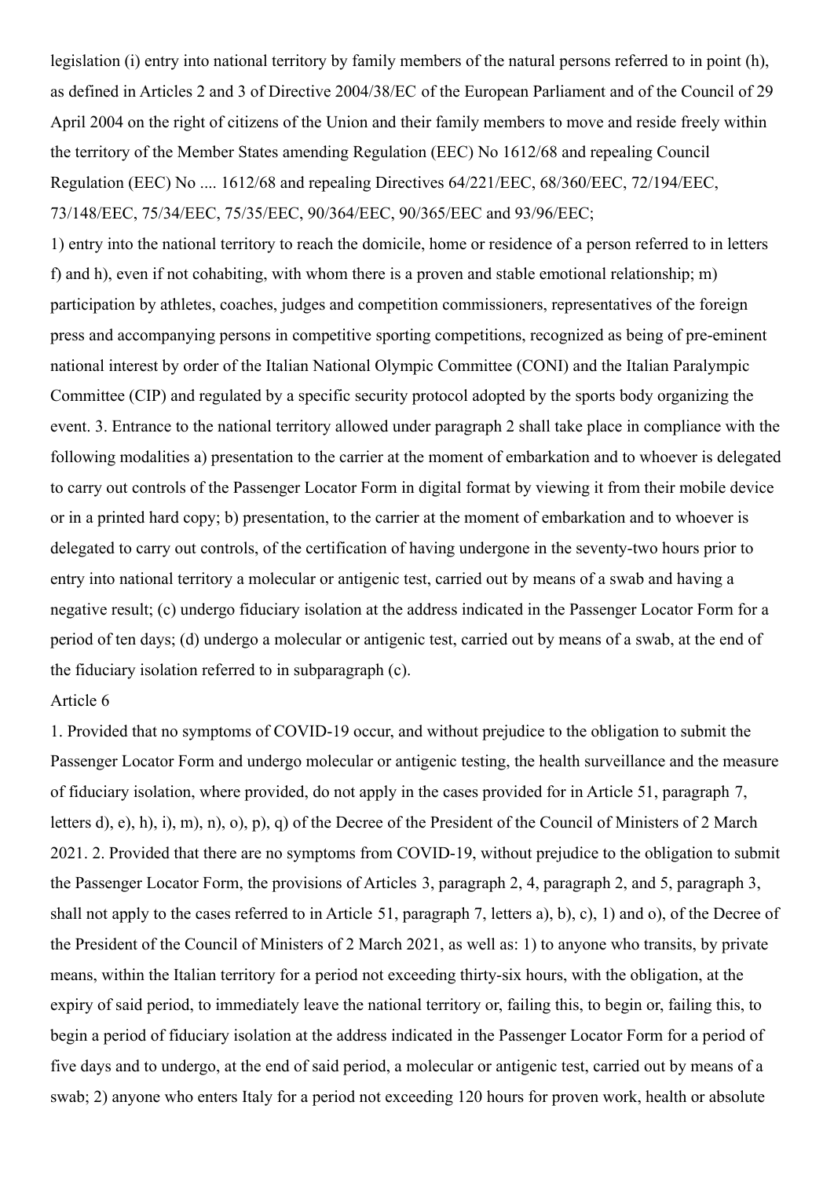legislation (i) entry into national territory by family members of the natural persons referred to in point (h), as defined in Articles 2 and 3 of Directive 2004/38/EC of the European Parliament and of the Council of 29 April 2004 on the right of citizens of the Union and their family members to move and reside freely within the territory of the Member States amending Regulation (EEC) No 1612/68 and repealing Council Regulation (EEC) No .... 1612/68 and repealing Directives 64/221/EEC, 68/360/EEC, 72/194/EEC, 73/148/EEC, 75/34/EEC, 75/35/EEC, 90/364/EEC, 90/365/EEC and 93/96/EEC;

1) entry into the national territory to reach the domicile, home or residence of a person referred to in letters f) and h), even if not cohabiting, with whom there is a proven and stable emotional relationship; m) participation by athletes, coaches, judges and competition commissioners, representatives of the foreign press and accompanying persons in competitive sporting competitions, recognized as being of pre-eminent national interest by order of the Italian National Olympic Committee (CONI) and the Italian Paralympic Committee (CIP) and regulated by a specific security protocol adopted by the sports body organizing the event. 3. Entrance to the national territory allowed under paragraph 2 shall take place in compliance with the following modalities a) presentation to the carrier at the moment of embarkation and to whoever is delegated to carry out controls of the Passenger Locator Form in digital format by viewing it from their mobile device or in a printed hard copy; b) presentation, to the carrier at the moment of embarkation and to whoever is delegated to carry out controls, of the certification of having undergone in the seventy-two hours prior to entry into national territory a molecular or antigenic test, carried out by means of a swab and having a negative result; (c) undergo fiduciary isolation at the address indicated in the Passenger Locator Form for a period of ten days; (d) undergo a molecular or antigenic test, carried out by means of a swab, at the end of the fiduciary isolation referred to in subparagraph (c).

Article 6

1. Provided that no symptoms of COVID-19 occur, and without prejudice to the obligation to submit the Passenger Locator Form and undergo molecular or antigenic testing, the health surveillance and the measure of fiduciary isolation, where provided, do not apply in the cases provided for in Article 51, paragraph 7, letters d), e), h), i), m), n), o), p), q) of the Decree of the President of the Council of Ministers of 2 March 2021. 2. Provided that there are no symptoms from COVID-19, without prejudice to the obligation to submit the Passenger Locator Form, the provisions of Articles 3, paragraph 2, 4, paragraph 2, and 5, paragraph 3, shall not apply to the cases referred to in Article 51, paragraph 7, letters a), b), c), 1) and o), of the Decree of the President of the Council of Ministers of 2 March 2021, as well as: 1) to anyone who transits, by private means, within the Italian territory for a period not exceeding thirty-six hours, with the obligation, at the expiry of said period, to immediately leave the national territory or, failing this, to begin or, failing this, to begin a period of fiduciary isolation at the address indicated in the Passenger Locator Form for a period of five days and to undergo, at the end of said period, a molecular or antigenic test, carried out by means of a swab; 2) anyone who enters Italy for a period not exceeding 120 hours for proven work, health or absolute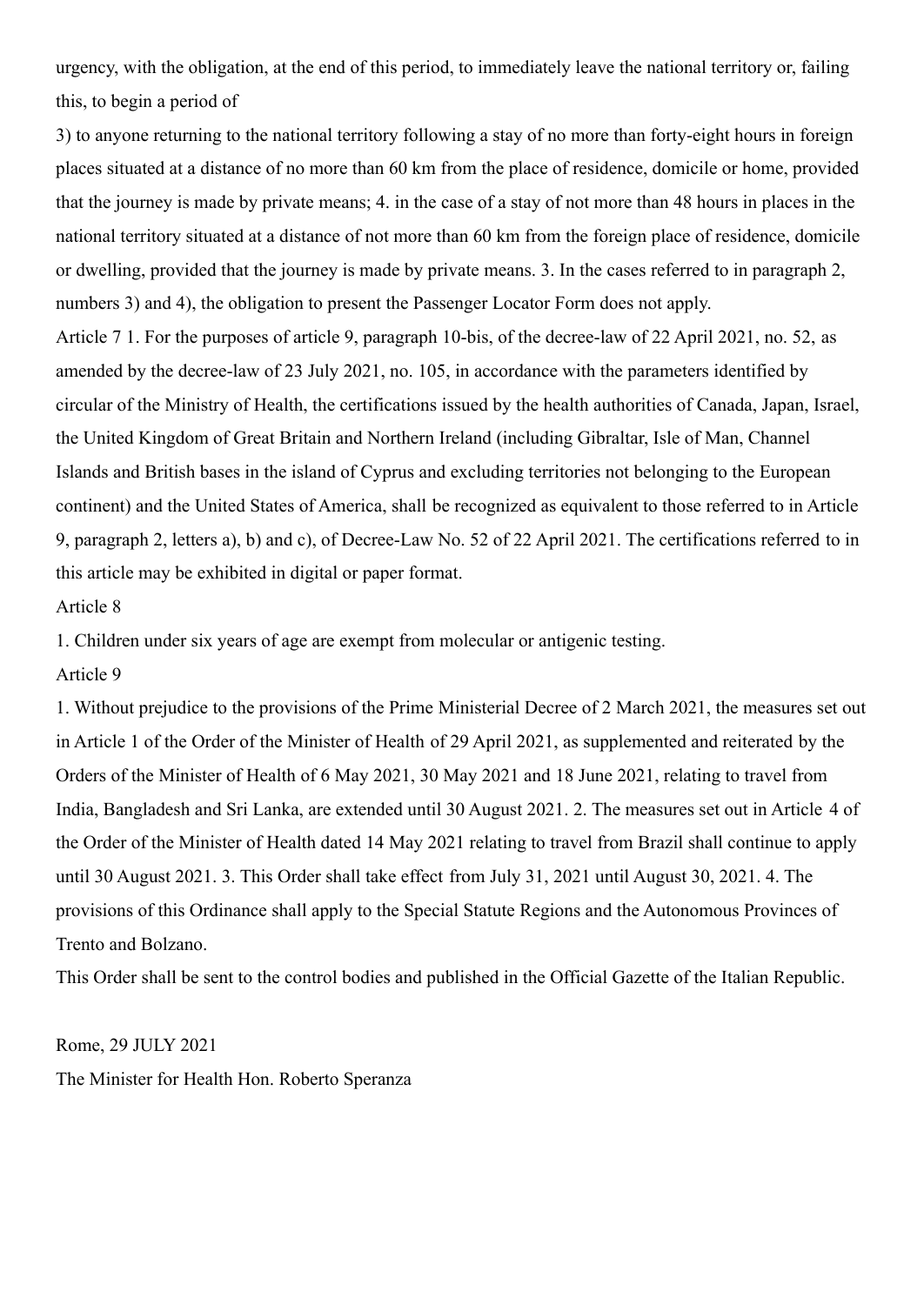urgency, with the obligation, at the end of this period, to immediately leave the national territory or, failing this, to begin a period of

3) to anyone returning to the national territory following a stay of no more than forty-eight hours in foreign places situated at a distance of no more than 60 km from the place of residence, domicile or home, provided that the journey is made by private means; 4. in the case of a stay of not more than 48 hours in places in the national territory situated at a distance of not more than 60 km from the foreign place of residence, domicile or dwelling, provided that the journey is made by private means. 3. In the cases referred to in paragraph 2, numbers 3) and 4), the obligation to present the Passenger Locator Form does not apply.

Article 7 1. For the purposes of article 9, paragraph 10-bis, of the decree-law of 22 April 2021, no. 52, as amended by the decree-law of 23 July 2021, no. 105, in accordance with the parameters identified by circular of the Ministry of Health, the certifications issued by the health authorities of Canada, Japan, Israel, the United Kingdom of Great Britain and Northern Ireland (including Gibraltar, Isle of Man, Channel Islands and British bases in the island of Cyprus and excluding territories not belonging to the European continent) and the United States of America, shall be recognized as equivalent to those referred to in Article 9, paragraph 2, letters a), b) and c), of Decree-Law No. 52 of 22 April 2021. The certifications referred to in this article may be exhibited in digital or paper format.

Article 8

1. Children under six years of age are exempt from molecular or antigenic testing.

Article 9

1. Without prejudice to the provisions of the Prime Ministerial Decree of 2 March 2021, the measures set out in Article 1 of the Order of the Minister of Health of 29 April 2021, as supplemented and reiterated by the Orders of the Minister of Health of 6 May 2021, 30 May 2021 and 18 June 2021, relating to travel from India, Bangladesh and Sri Lanka, are extended until 30 August 2021. 2. The measures set out in Article 4 of the Order of the Minister of Health dated 14 May 2021 relating to travel from Brazil shall continue to apply until 30 August 2021. 3. This Order shall take effect from July 31, 2021 until August 30, 2021. 4. The provisions of this Ordinance shall apply to the Special Statute Regions and the Autonomous Provinces of Trento and Bolzano.

This Order shall be sent to the control bodies and published in the Official Gazette of the Italian Republic.

Rome, 29 JULY 2021

The Minister for Health Hon. Roberto Speranza